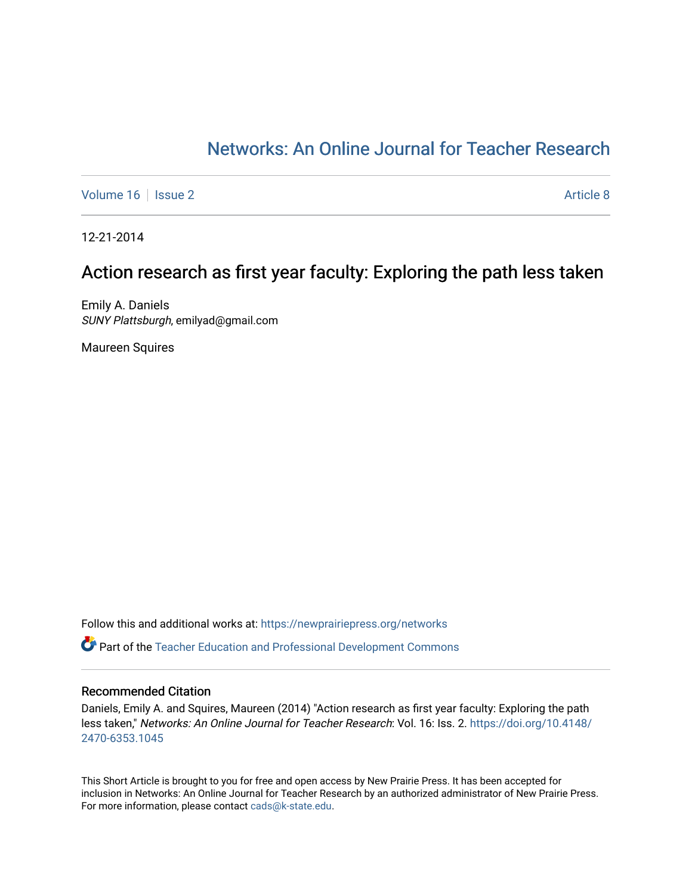# Networks: An Online Journal for Teacher Research

Volume 16 | Issue 2 | Article 8

12-21-2014

## Action research as first year faculty: Exploring the path less taken

Emily A. Daniels
*SUNY Plattsburgh*, emilyad@gmail.com

Maureen Squires

Follow this and additional works at: https://newprairiepress.org/networks

Part of the Teacher Education and Professional Development Commons

### Recommended Citation

Daniels, Emily A. and Squires, Maureen (2014) "Action research as first year faculty: Exploring the path less taken," *Networks: An Online Journal for Teacher Research*: Vol. 16: Iss. 2. https://doi.org/10.4148/2470-6353.1045

This Short Article is brought to you for free and open access by New Prairie Press. It has been accepted for inclusion in Networks: An Online Journal for Teacher Research by an authorized administrator of New Prairie Press. For more information, please contact cads@k-state.edu.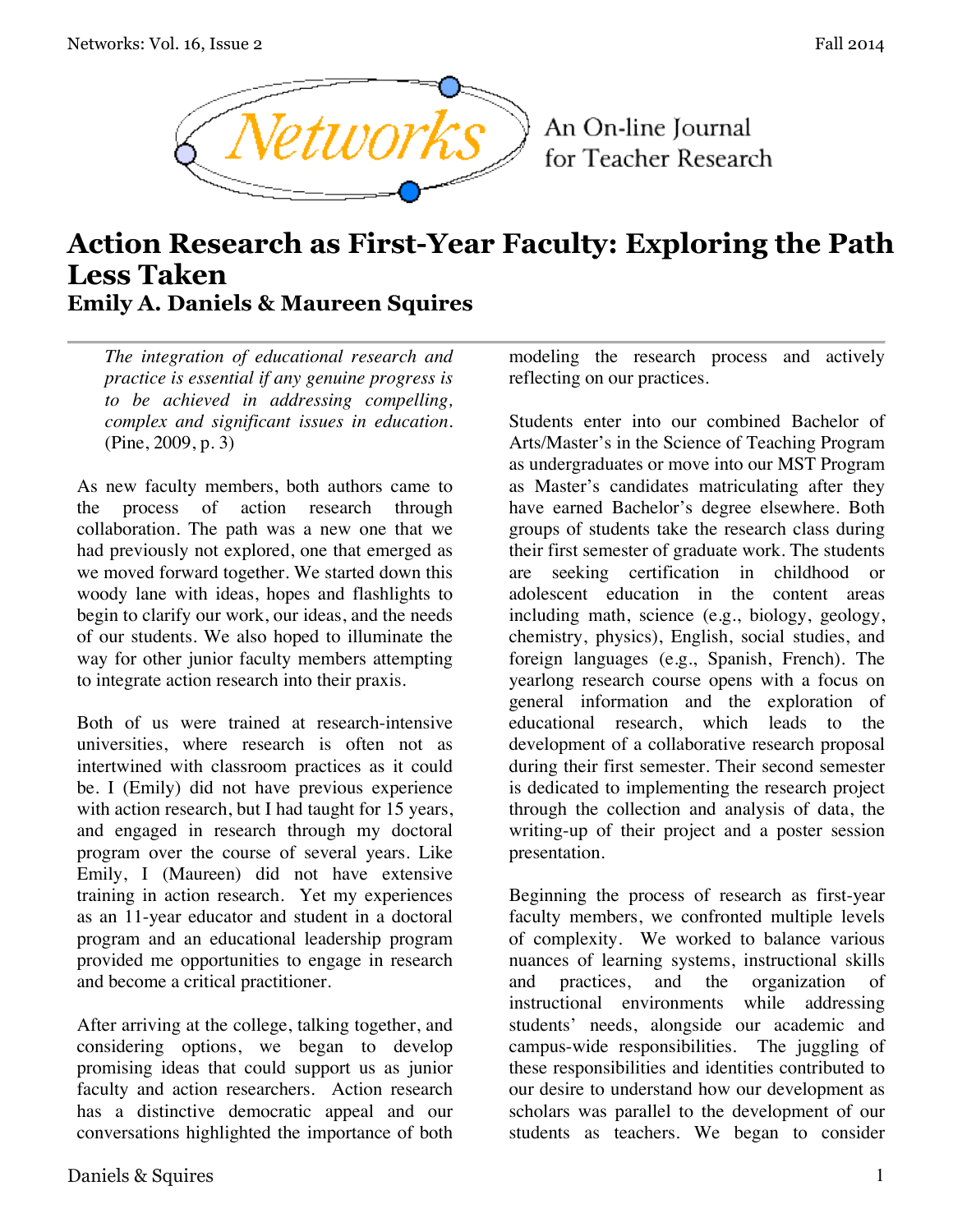# Action Research as First-Year Faculty: Exploring the Path Less Taken

**Emily A. Daniels & Maureen Squires**

---

> *The integration of educational research and practice is essential if any genuine progress is to be achieved in addressing compelling, complex and significant issues in education.* (Pine, 2009, p. 3)

As new faculty members, both authors came to the process of action research through collaboration. The path was a new one that we had previously not explored, one that emerged as we moved forward together. We started down this woody lane with ideas, hopes and flashlights to begin to clarify our work, our ideas, and the needs of our students. We also hoped to illuminate the way for other junior faculty members attempting to integrate action research into their praxis.

Both of us were trained at research-intensive universities, where research is often not as intertwined with classroom practices as it could be. I (Emily) did not have previous experience with action research, but I had taught for 15 years, and engaged in research through my doctoral program over the course of several years. Like Emily, I (Maureen) did not have extensive training in action research. Yet my experiences as an 11-year educator and student in a doctoral program and an educational leadership program provided me opportunities to engage in research and become a critical practitioner.

After arriving at the college, talking together, and considering options, we began to develop promising ideas that could support us as junior faculty and action researchers. Action research has a distinctive democratic appeal and our conversations highlighted the importance of both modeling the research process and actively reflecting on our practices.

Students enter into our combined Bachelor of Arts/Master's in the Science of Teaching Program as undergraduates or move into our MST Program as Master's candidates matriculating after they have earned Bachelor's degree elsewhere. Both groups of students take the research class during their first semester of graduate work. The students are seeking certification in childhood or adolescent education in the content areas including math, science (e.g., biology, geology, chemistry, physics), English, social studies, and foreign languages (e.g., Spanish, French). The yearlong research course opens with a focus on general information and the exploration of educational research, which leads to the development of a collaborative research proposal during their first semester. Their second semester is dedicated to implementing the research project through the collection and analysis of data, the writing-up of their project and a poster session presentation.

Beginning the process of research as first-year faculty members, we confronted multiple levels of complexity. We worked to balance various nuances of learning systems, instructional skills and practices, and the organization of instructional environments while addressing students' needs, alongside our academic and campus-wide responsibilities. The juggling of these responsibilities and identities contributed to our desire to understand how our development as scholars was parallel to the development of our students as teachers. We began to consider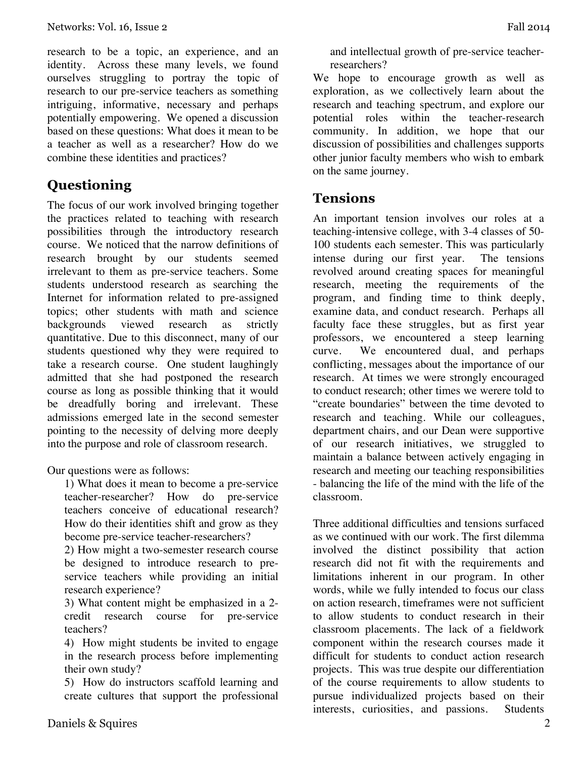research to be a topic, an experience, and an identity. Across these many levels, we found ourselves struggling to portray the topic of research to our pre-service teachers as something intriguing, informative, necessary and perhaps potentially empowering. We opened a discussion based on these questions: What does it mean to be a teacher as well as a researcher? How do we combine these identities and practices?

## Questioning

The focus of our work involved bringing together the practices related to teaching with research possibilities through the introductory research course. We noticed that the narrow definitions of research brought by our students seemed irrelevant to them as pre-service teachers. Some students understood research as searching the Internet for information related to pre-assigned topics; other students with math and science backgrounds viewed research as strictly quantitative. Due to this disconnect, many of our students questioned why they were required to take a research course. One student laughingly admitted that she had postponed the research course as long as possible thinking that it would be dreadfully boring and irrelevant. These admissions emerged late in the second semester pointing to the necessity of delving more deeply into the purpose and role of classroom research.

Our questions were as follows:

1) What does it mean to become a pre-service teacher-researcher? How do pre-service teachers conceive of educational research? How do their identities shift and grow as they become pre-service teacher-researchers?
2) How might a two-semester research course be designed to introduce research to pre-service teachers while providing an initial research experience?
3) What content might be emphasized in a 2-credit research course for pre-service teachers?
4) How might students be invited to engage in the research process before implementing their own study?
5) How do instructors scaffold learning and create cultures that support the professional and intellectual growth of pre-service teacher-researchers?

We hope to encourage growth as well as exploration, as we collectively learn about the research and teaching spectrum, and explore our potential roles within the teacher-research community. In addition, we hope that our discussion of possibilities and challenges supports other junior faculty members who wish to embark on the same journey.

## Tensions

An important tension involves our roles at a teaching-intensive college, with 3-4 classes of 50-100 students each semester. This was particularly intense during our first year. The tensions revolved around creating spaces for meaningful research, meeting the requirements of the program, and finding time to think deeply, examine data, and conduct research. Perhaps all faculty face these struggles, but as first year professors, we encountered a steep learning curve. We encountered dual, and perhaps conflicting, messages about the importance of our research. At times we were strongly encouraged to conduct research; other times we werere told to "create boundaries" between the time devoted to research and teaching. While our colleagues, department chairs, and our Dean were supportive of our research initiatives, we struggled to maintain a balance between actively engaging in research and meeting our teaching responsibilities - balancing the life of the mind with the life of the classroom.

Three additional difficulties and tensions surfaced as we continued with our work. The first dilemma involved the distinct possibility that action research did not fit with the requirements and limitations inherent in our program. In other words, while we fully intended to focus our class on action research, timeframes were not sufficient to allow students to conduct research in their classroom placements. The lack of a fieldwork component within the research courses made it difficult for students to conduct action research projects. This was true despite our differentiation of the course requirements to allow students to pursue individualized projects based on their interests, curiosities, and passions. Students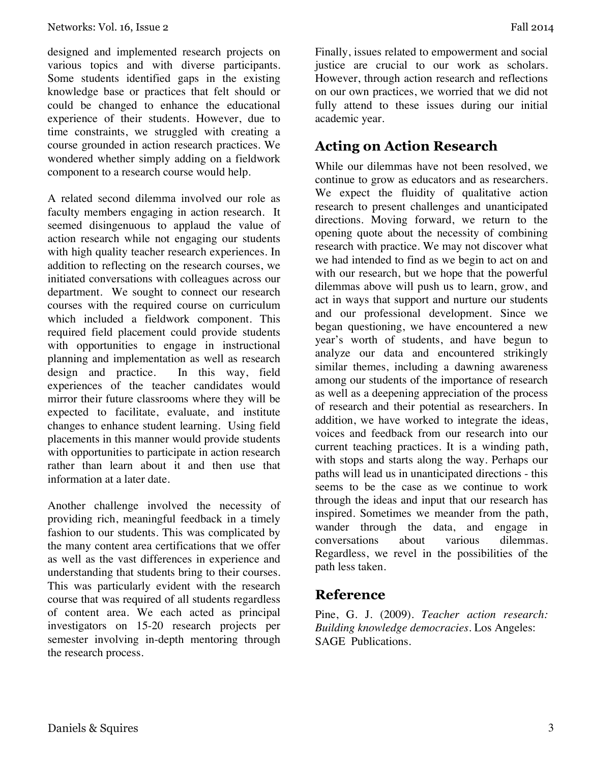designed and implemented research projects on various topics and with diverse participants. Some students identified gaps in the existing knowledge base or practices that felt should or could be changed to enhance the educational experience of their students. However, due to time constraints, we struggled with creating a course grounded in action research practices. We wondered whether simply adding on a fieldwork component to a research course would help.

A related second dilemma involved our role as faculty members engaging in action research. It seemed disingenuous to applaud the value of action research while not engaging our students with high quality teacher research experiences. In addition to reflecting on the research courses, we initiated conversations with colleagues across our department. We sought to connect our research courses with the required course on curriculum which included a fieldwork component. This required field placement could provide students with opportunities to engage in instructional planning and implementation as well as research design and practice. In this way, field experiences of the teacher candidates would mirror their future classrooms where they will be expected to facilitate, evaluate, and institute changes to enhance student learning. Using field placements in this manner would provide students with opportunities to participate in action research rather than learn about it and then use that information at a later date.

Another challenge involved the necessity of providing rich, meaningful feedback in a timely fashion to our students. This was complicated by the many content area certifications that we offer as well as the vast differences in experience and understanding that students bring to their courses. This was particularly evident with the research course that was required of all students regardless of content area. We each acted as principal investigators on 15-20 research projects per semester involving in-depth mentoring through the research process.

Finally, issues related to empowerment and social justice are crucial to our work as scholars. However, through action research and reflections on our own practices, we worried that we did not fully attend to these issues during our initial academic year.

## Acting on Action Research

While our dilemmas have not been resolved, we continue to grow as educators and as researchers. We expect the fluidity of qualitative action research to present challenges and unanticipated directions. Moving forward, we return to the opening quote about the necessity of combining research with practice. We may not discover what we had intended to find as we begin to act on and with our research, but we hope that the powerful dilemmas above will push us to learn, grow, and act in ways that support and nurture our students and our professional development. Since we began questioning, we have encountered a new year's worth of students, and have begun to analyze our data and encountered strikingly similar themes, including a dawning awareness among our students of the importance of research as well as a deepening appreciation of the process of research and their potential as researchers. In addition, we have worked to integrate the ideas, voices and feedback from our research into our current teaching practices. It is a winding path, with stops and starts along the way. Perhaps our paths will lead us in unanticipated directions - this seems to be the case as we continue to work through the ideas and input that our research has inspired. Sometimes we meander from the path, wander through the data, and engage in conversations about various dilemmas. Regardless, we revel in the possibilities of the path less taken.

## Reference

Pine, G. J. (2009). *Teacher action research: Building knowledge democracies*. Los Angeles: SAGE Publications.